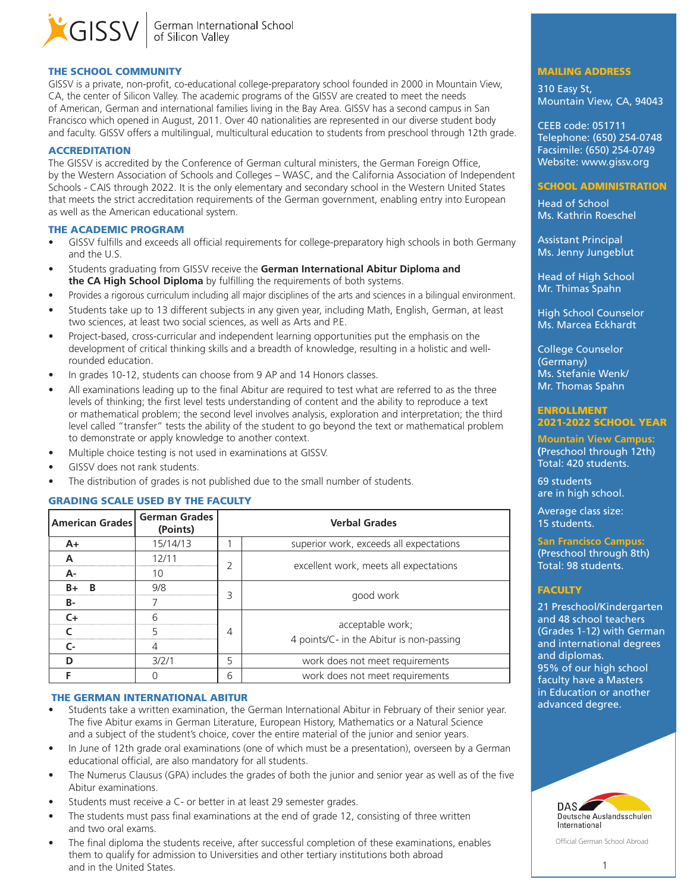GISSV German International School of Silicon Valley

## THE SCHOOL COMMUNITY

GISSV is a private, non-profit, co-educational college-preparatory school founded in 2000 in Mountain View, CA, the center of Silicon Valley. The academic programs of the GISSV are created to meet the needs of American, German and international families living in the Bay Area. GISSV has a second campus in San Francisco which opened in August, 2011. Over 40 nationalities are represented in our diverse student body and faculty. GISSV offers a multilingual, multicultural education to students from preschool through 12th grade.

## ACCREDITATION

The GISSV is accredited by the Conference of German cultural ministers, the German Foreign Office, by the Western Association of Schools and Colleges – WASC, and the California Association of Independent Schools - CAIS through 2022. It is the only elementary and secondary school in the Western United States that meets the strict accreditation requirements of the German government, enabling entry into European as well as the American educational system.

## THE ACADEMIC PROGRAM

- GISSV fulfills and exceeds all official requirements for college-preparatory high schools in both Germany and the U.S.
- Students graduating from GISSV receive the **German International Abitur Diploma and the CA High School Diploma** by fulfilling the requirements of both systems.
- Provides a rigorous curriculum including all major disciplines of the arts and sciences in a bilingual environment.
- Students take up to 13 different subjects in any given year, including Math, English, German, at least two sciences, at least two social sciences, as well as Arts and P.E.
- Project-based, cross-curricular and independent learning opportunities put the emphasis on the development of critical thinking skills and a breadth of knowledge, resulting in a holistic and well-rounded education.
- In grades 10-12, students can choose from 9 AP and 14 Honors classes.
- All examinations leading up to the final Abitur are required to test what are referred to as the three levels of thinking; the first level tests understanding of content and the ability to reproduce a text or mathematical problem; the second level involves analysis, exploration and interpretation; the third level called "transfer" tests the ability of the student to go beyond the text or mathematical problem to demonstrate or apply knowledge to another context.
- Multiple choice testing is not used in examinations at GISSV.
- GISSV does not rank students.
- The distribution of grades is not published due to the small number of students.

## GRADING SCALE USED BY THE FACULTY

| American Grades | German Grades (Points) | Verbal Grades | |
|---|---|---|---|
| A+ | 15/14/13 | 1 | superior work, exceeds all expectations |
| A | 12/11 | 2 | excellent work, meets all expectations |
| A- | 10 | | |
| B+ B | 9/8 | 3 | good work |
| B- | 7 | | |
| C+ | 6 | 4 | acceptable work; 4 points/C- in the Abitur is non-passing |
| C | 5 | | |
| C- | 4 | | |
| D | 3/2/1 | 5 | work does not meet requirements |
| F | 0 | 6 | work does not meet requirements |

## THE GERMAN INTERNATIONAL ABITUR

- Students take a written examination, the German International Abitur in February of their senior year. The five Abitur exams in German Literature, European History, Mathematics or a Natural Science and a subject of the student's choice, cover the entire material of the junior and senior years.
- In June of 12th grade oral examinations (one of which must be a presentation), overseen by a German educational official, are also mandatory for all students.
- The Numerus Clausus (GPA) includes the grades of both the junior and senior year as well as of the five Abitur examinations.
- Students must receive a C- or better in at least 29 semester grades.
- The students must pass final examinations at the end of grade 12, consisting of three written and two oral exams.
- The final diploma the students receive, after successful completion of these examinations, enables them to qualify for admission to Universities and other tertiary institutions both abroad and in the United States.

## MAILING ADDRESS

310 Easy St,
Mountain View, CA, 94043

CEEB code: 051711
Telephone: (650) 254-0748
Facsimile: (650) 254-0749
Website: www.gissv.org

## SCHOOL ADMINISTRATION

Head of School
Ms. Kathrin Roeschel

Assistant Principal
Ms. Jenny Jungeblut

Head of High School
Mr. Thimas Spahn

High School Counselor
Ms. Marcea Eckhardt

College Counselor (Germany)
Ms. Stefanie Wenk/
Mr. Thomas Spahn

## ENROLLMENT 2021-2022 SCHOOL YEAR

**Mountain View Campus:**
(Preschool through 12th)
Total: 420 students.

69 students are in high school.

Average class size: 15 students.

**San Francisco Campus:**
(Preschool through 8th)
Total: 98 students.

## FACULTY

21 Preschool/Kindergarten and 48 school teachers (Grades 1-12) with German and international degrees and diplomas.
95% of our high school faculty have a Masters in Education or another advanced degree.

DAS Deutsche Auslandsschulen International
Official German School Abroad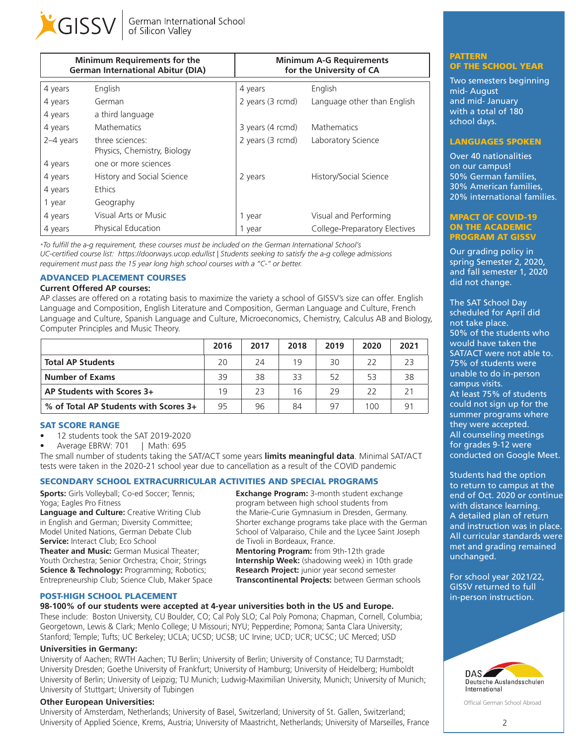| Minimum Requirements for the German International Abitur (DIA) | | Minimum A-G Requirements for the University of CA | |
|---|---|---|---|
| 4 years | English | 4 years | English |
| 4 years | German | 2 years (3 rcmd) | Language other than English |
| 4 years | a third language | | |
| 4 years | Mathematics | 3 years (4 rcmd) | Mathematics |
| 2–4 years | three sciences: Physics, Chemistry, Biology | 2 years (3 rcmd) | Laboratory Science |
| 4 years | one or more sciences | | |
| 4 years | History and Social Science | 2 years | History/Social Science |
| 4 years | Ethics | | |
| 1 year | Geography | | |
| 4 years | Visual Arts or Music | 1 year | Visual and Performing |
| 4 years | Physical Education | 1 year | College-Preparatory Electives |

**To fulfill the a-g requirement, these courses must be included on the German International School's UC-certified course list: https://doorways.ucop.edu/list | Students seeking to satisfy the a-g college admissions requirement must pass the 15 year long high school courses with a "C-" or better.*

## ADVANCED PLACEMENT COURSES

**Current Offered AP courses:**

AP classes are offered on a rotating basis to maximize the variety a school of GISSV's size can offer. English Language and Composition, English Literature and Composition, German Language and Culture, French Language and Culture, Spanish Language and Culture, Microeconomics, Chemistry, Calculus AB and Biology, Computer Principles and Music Theory.

| | 2016 | 2017 | 2018 | 2019 | 2020 | 2021 |
|---|---|---|---|---|---|---|
| **Total AP Students** | 20 | 24 | 19 | 30 | 22 | 23 |
| **Number of Exams** | 39 | 38 | 33 | 52 | 53 | 38 |
| **AP Students with Scores 3+** | 19 | 23 | 16 | 29 | 22 | 21 |
| **% of Total AP Students with Scores 3+** | 95 | 96 | 84 | 97 | 100 | 91 |

## SAT SCORE RANGE

- 12 students took the SAT 2019-2020
- Average EBRW: 701 | Math: 695

The small number of students taking the SAT/ACT some years **limits meaningful data**. Minimal SAT/ACT tests were taken in the 2020-21 school year due to cancellation as a result of the COVID pandemic

## SECONDARY SCHOOL EXTRACURRICULAR ACTIVITIES AND SPECIAL PROGRAMS

**Sports:** Girls Volleyball; Co-ed Soccer; Tennis; Yoga; Eagles Pro Fitness
**Language and Culture:** Creative Writing Club in English and German; Diversity Committee; Model United Nations, German Debate Club
**Service:** Interact Club; Eco School
**Theater and Music:** German Musical Theater; Youth Orchestra; Senior Orchestra; Choir; Strings
**Science & Technology:** Programming; Robotics; Entrepreneurship Club; Science Club, Maker Space

**Exchange Program:** 3-month student exchange program between high school students from the Marie-Curie Gymnasium in Dresden, Germany. Shorter exchange programs take place with the German School of Valparaiso, Chile and the Lycee Saint Joseph de Tivoli in Bordeaux, France.
**Mentoring Program:** from 9th-12th grade
**Internship Week:** (shadowing week) in 10th grade
**Research Project:** junior year second semester
**Transcontinental Projects:** between German schools

## POST-HIGH SCHOOL PLACEMENT

**98-100% of our students were accepted at 4-year universities both in the US and Europe.**

These include: Boston University, CU Boulder, CO; Cal Poly SLO; Cal Poly Pomona; Chapman, Cornell, Columbia; Georgetown, Lewis & Clark; Menlo College; U Missouri; NYU; Pepperdine; Pomona; Santa Clara University; Stanford; Temple; Tufts; UC Berkeley; UCLA; UCSD; UCSB; UC Irvine; UCD; UCR; UCSC; UC Merced; USD

**Universities in Germany:**

University of Aachen; RWTH Aachen; TU Berlin; University of Berlin; University of Constance; TU Darmstadt; University Dresden; Goethe University of Frankfurt; University of Hamburg; University of Heidelberg; Humboldt University of Berlin; University of Leipzig; TU Munich; Ludwig-Maximilian University, Munich; University of Munich; University of Stuttgart; University of Tubingen

**Other European Universities:**

University of Amsterdam, Netherlands; University of Basel, Switzerland; University of St. Gallen, Switzerland; University of Applied Science, Krems, Austria; University of Maastricht, Netherlands; University of Marseilles, France

## PATTERN OF THE SCHOOL YEAR

Two semesters beginning mid- August and mid- January with a total of 180 school days.

## LANGUAGES SPOKEN

Over 40 nationalities on our campus!
50% German families,
30% American families,
20% international families.

## MPACT OF COVID-19 ON THE ACADEMIC PROGRAM AT GISSV

Our grading policy in spring Semester 2, 2020, and fall semester 1, 2020 did not change.

The SAT School Day scheduled for April did not take place.
50% of the students who would have taken the SAT/ACT were not able to.
75% of students were unable to do in-person campus visits.
At least 75% of students could not sign up for the summer programs where they were accepted.
All counseling meetings for grades 9-12 were conducted on Google Meet.

Students had the option to return to campus at the end of Oct. 2020 or continue with distance learning. A detailed plan of return and instruction was in place. All curricular standards were met and grading remained unchanged.

For school year 2021/22, GISSV returned to full in-person instruction.

DAS Deutsche Auslandsschulen International

Official German School Abroad